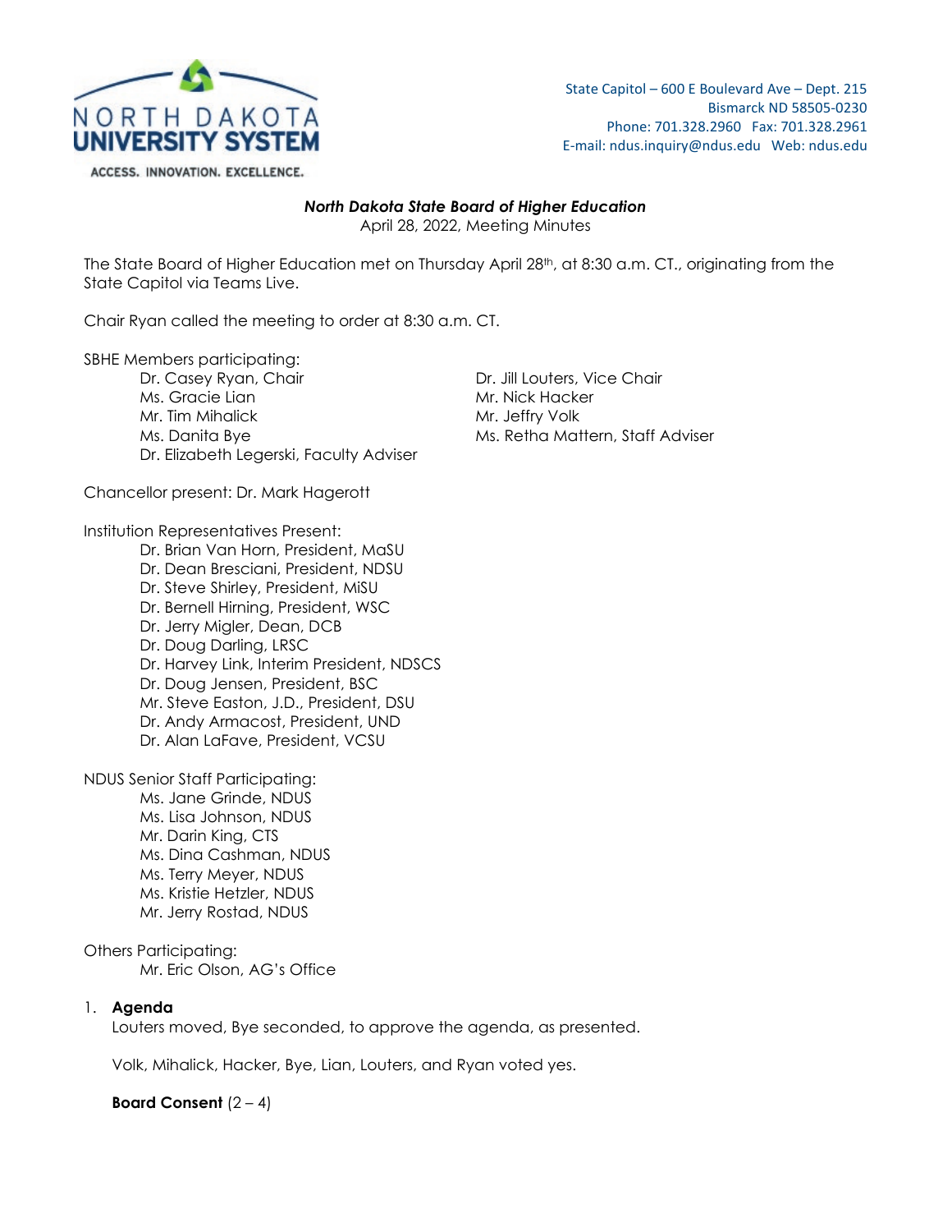NORTH DAKOTA UNIVERSITY SYSTEM

ACCESS. INNOVATION. EXCELLENCE.

State Capitol – 600 E Boulevard Ave – Dept. 215
Bismarck ND 58505-0230
Phone: 701.328.2960 Fax: 701.328.2961
E-mail: ndus.inquiry@ndus.edu Web: ndus.edu

***North Dakota State Board of Higher Education***
April 28, 2022, Meeting Minutes

The State Board of Higher Education met on Thursday April 28th, at 8:30 a.m. CT., originating from the State Capitol via Teams Live.

Chair Ryan called the meeting to order at 8:30 a.m. CT.

SBHE Members participating:

- Dr. Casey Ryan, Chair
- Dr. Jill Louters, Vice Chair
- Ms. Gracie Lian
- Mr. Nick Hacker
- Mr. Tim Mihalick
- Mr. Jeffry Volk
- Ms. Danita Bye
- Ms. Retha Mattern, Staff Adviser
- Dr. Elizabeth Legerski, Faculty Adviser

Chancellor present: Dr. Mark Hagerott

Institution Representatives Present:

- Dr. Brian Van Horn, President, MaSU
- Dr. Dean Bresciani, President, NDSU
- Dr. Steve Shirley, President, MiSU
- Dr. Bernell Hirning, President, WSC
- Dr. Jerry Migler, Dean, DCB
- Dr. Doug Darling, LRSC
- Dr. Harvey Link, Interim President, NDSCS
- Dr. Doug Jensen, President, BSC
- Mr. Steve Easton, J.D., President, DSU
- Dr. Andy Armacost, President, UND
- Dr. Alan LaFave, President, VCSU

NDUS Senior Staff Participating:

- Ms. Jane Grinde, NDUS
- Ms. Lisa Johnson, NDUS
- Mr. Darin King, CTS
- Ms. Dina Cashman, NDUS
- Ms. Terry Meyer, NDUS
- Ms. Kristie Hetzler, NDUS
- Mr. Jerry Rostad, NDUS

Others Participating:

- Mr. Eric Olson, AG's Office

1. **Agenda**

   Louters moved, Bye seconded, to approve the agenda, as presented.

   Volk, Mihalick, Hacker, Bye, Lian, Louters, and Ryan voted yes.

   **Board Consent** (2 – 4)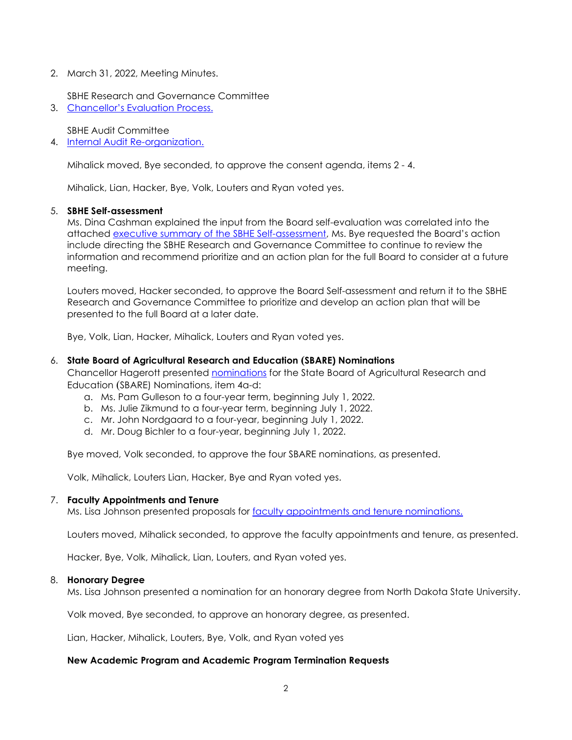2. March 31, 2022, Meeting Minutes.

   SBHE Research and Governance Committee

3. Chancellor's Evaluation Process.

   SBHE Audit Committee

4. Internal Audit Re-organization.

   Mihalick moved, Bye seconded, to approve the consent agenda, items 2 - 4.

   Mihalick, Lian, Hacker, Bye, Volk, Louters and Ryan voted yes.

5. **SBHE Self-assessment**
   Ms. Dina Cashman explained the input from the Board self-evaluation was correlated into the attached executive summary of the SBHE Self-assessment, Ms. Bye requested the Board's action include directing the SBHE Research and Governance Committee to continue to review the information and recommend prioritize and an action plan for the full Board to consider at a future meeting.

   Louters moved, Hacker seconded, to approve the Board Self-assessment and return it to the SBHE Research and Governance Committee to prioritize and develop an action plan that will be presented to the full Board at a later date.

   Bye, Volk, Lian, Hacker, Mihalick, Louters and Ryan voted yes.

6. **State Board of Agricultural Research and Education (SBARE) Nominations**
   Chancellor Hagerott presented nominations for the State Board of Agricultural Research and Education (SBARE) Nominations, item 4a-d:
   a. Ms. Pam Gulleson to a four-year term, beginning July 1, 2022.
   b. Ms. Julie Zikmund to a four-year term, beginning July 1, 2022.
   c. Mr. John Nordgaard to a four-year, beginning July 1, 2022.
   d. Mr. Doug Bichler to a four-year, beginning July 1, 2022.

   Bye moved, Volk seconded, to approve the four SBARE nominations, as presented.

   Volk, Mihalick, Louters Lian, Hacker, Bye and Ryan voted yes.

7. **Faculty Appointments and Tenure**
   Ms. Lisa Johnson presented proposals for faculty appointments and tenure nominations.

   Louters moved, Mihalick seconded, to approve the faculty appointments and tenure, as presented.

   Hacker, Bye, Volk, Mihalick, Lian, Louters, and Ryan voted yes.

8. **Honorary Degree**
   Ms. Lisa Johnson presented a nomination for an honorary degree from North Dakota State University.

   Volk moved, Bye seconded, to approve an honorary degree, as presented.

   Lian, Hacker, Mihalick, Louters, Bye, Volk, and Ryan voted yes

**New Academic Program and Academic Program Termination Requests**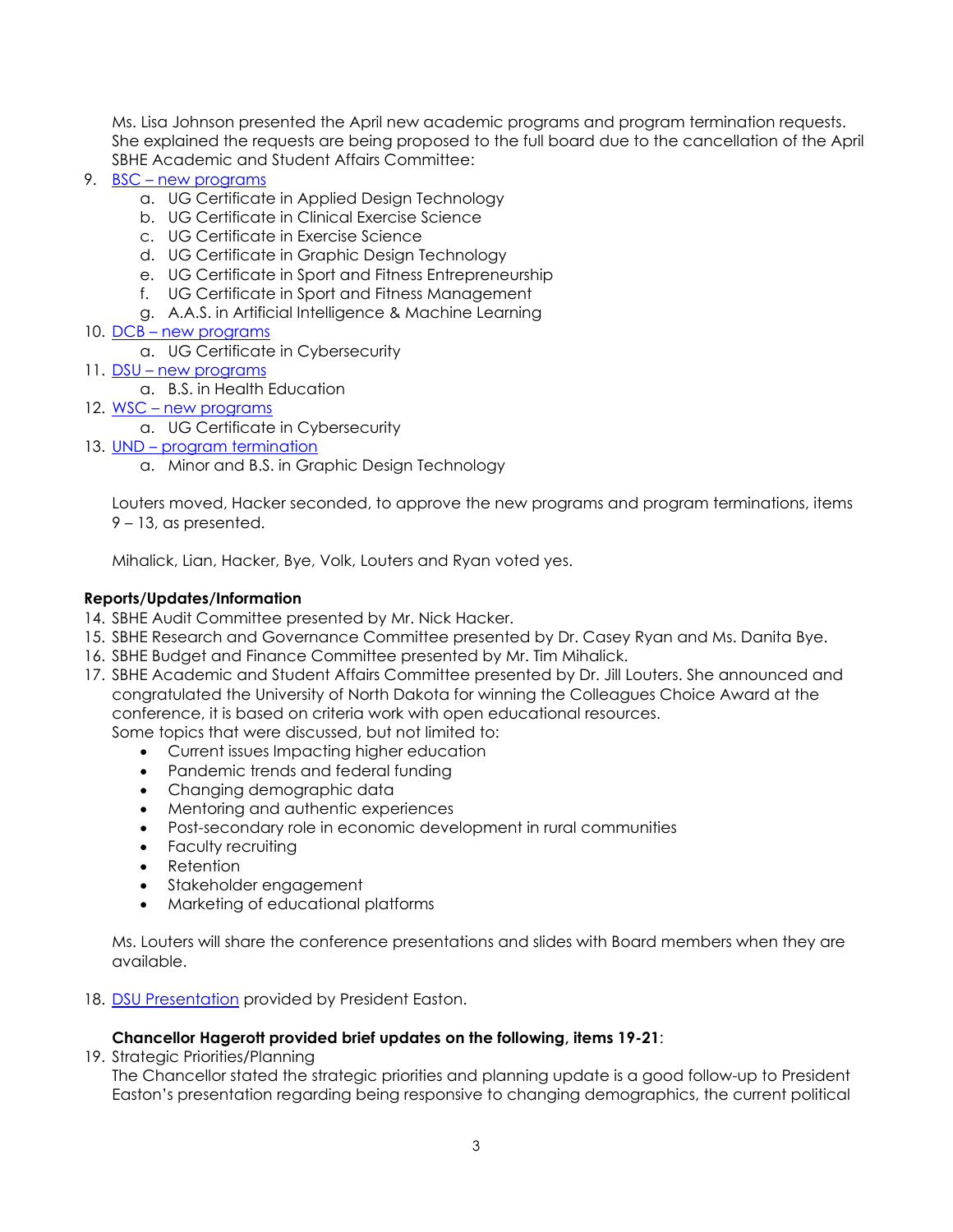Ms. Lisa Johnson presented the April new academic programs and program termination requests. She explained the requests are being proposed to the full board due to the cancellation of the April SBHE Academic and Student Affairs Committee:

9. BSC – new programs
   a. UG Certificate in Applied Design Technology
   b. UG Certificate in Clinical Exercise Science
   c. UG Certificate in Exercise Science
   d. UG Certificate in Graphic Design Technology
   e. UG Certificate in Sport and Fitness Entrepreneurship
   f. UG Certificate in Sport and Fitness Management
   g. A.A.S. in Artificial Intelligence & Machine Learning
10. DCB – new programs
    a. UG Certificate in Cybersecurity
11. DSU – new programs
    a. B.S. in Health Education
12. WSC – new programs
    a. UG Certificate in Cybersecurity
13. UND – program termination
    a. Minor and B.S. in Graphic Design Technology

Louters moved, Hacker seconded, to approve the new programs and program terminations, items 9 – 13, as presented.

Mihalick, Lian, Hacker, Bye, Volk, Louters and Ryan voted yes.

**Reports/Updates/Information**

14. SBHE Audit Committee presented by Mr. Nick Hacker.
15. SBHE Research and Governance Committee presented by Dr. Casey Ryan and Ms. Danita Bye.
16. SBHE Budget and Finance Committee presented by Mr. Tim Mihalick.
17. SBHE Academic and Student Affairs Committee presented by Dr. Jill Louters. She announced and congratulated the University of North Dakota for winning the Colleagues Choice Award at the conference, it is based on criteria work with open educational resources.
    Some topics that were discussed, but not limited to:
    - Current issues Impacting higher education
    - Pandemic trends and federal funding
    - Changing demographic data
    - Mentoring and authentic experiences
    - Post-secondary role in economic development in rural communities
    - Faculty recruiting
    - Retention
    - Stakeholder engagement
    - Marketing of educational platforms

    Ms. Louters will share the conference presentations and slides with Board members when they are available.

18. DSU Presentation provided by President Easton.

**Chancellor Hagerott provided brief updates on the following, items 19-21**:

19. Strategic Priorities/Planning
    The Chancellor stated the strategic priorities and planning update is a good follow-up to President Easton's presentation regarding being responsive to changing demographics, the current political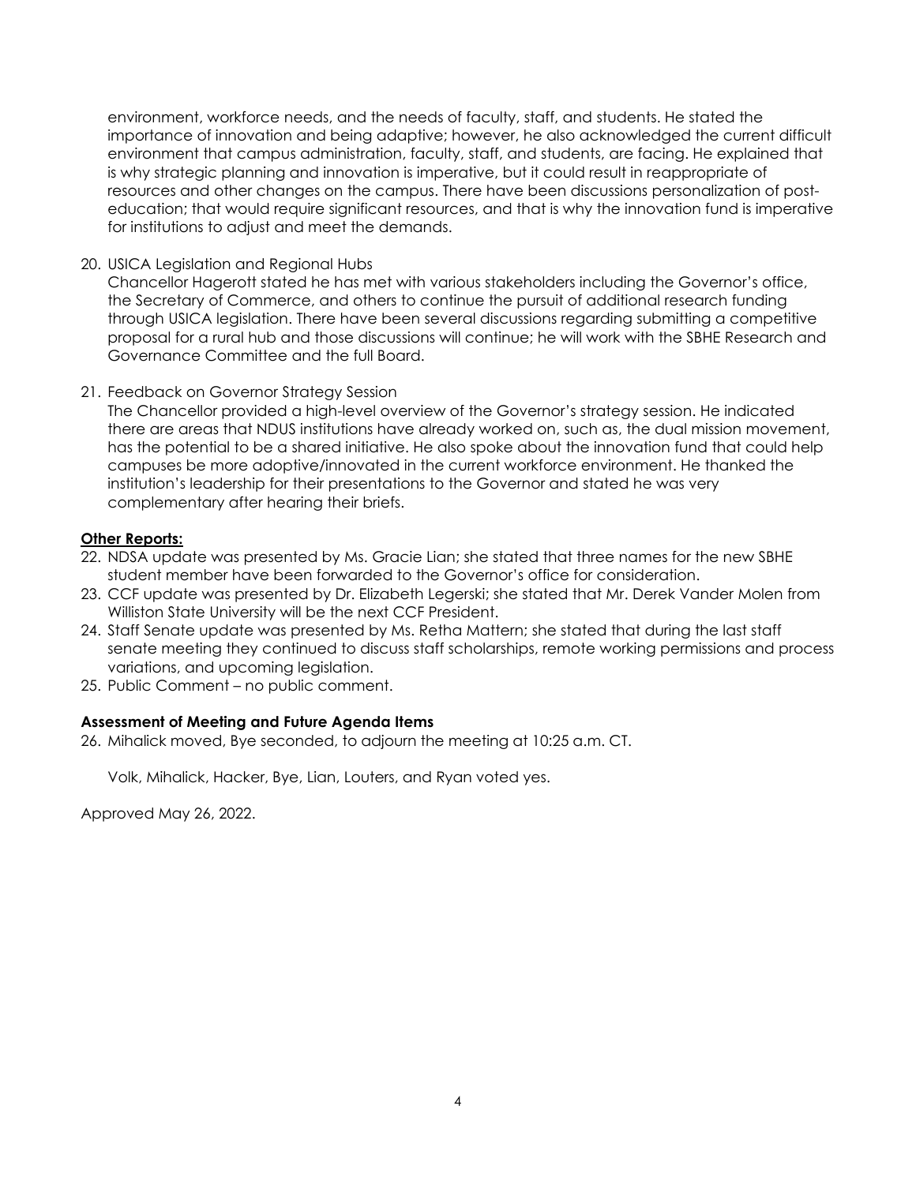environment, workforce needs, and the needs of faculty, staff, and students. He stated the importance of innovation and being adaptive; however, he also acknowledged the current difficult environment that campus administration, faculty, staff, and students, are facing. He explained that is why strategic planning and innovation is imperative, but it could result in reappropriate of resources and other changes on the campus. There have been discussions personalization of post-education; that would require significant resources, and that is why the innovation fund is imperative for institutions to adjust and meet the demands.

20. USICA Legislation and Regional Hubs
    Chancellor Hagerott stated he has met with various stakeholders including the Governor's office, the Secretary of Commerce, and others to continue the pursuit of additional research funding through USICA legislation. There have been several discussions regarding submitting a competitive proposal for a rural hub and those discussions will continue; he will work with the SBHE Research and Governance Committee and the full Board.

21. Feedback on Governor Strategy Session
    The Chancellor provided a high-level overview of the Governor's strategy session. He indicated there are areas that NDUS institutions have already worked on, such as, the dual mission movement, has the potential to be a shared initiative. He also spoke about the innovation fund that could help campuses be more adoptive/innovated in the current workforce environment. He thanked the institution's leadership for their presentations to the Governor and stated he was very complementary after hearing their briefs.

**Other Reports:**

22. NDSA update was presented by Ms. Gracie Lian; she stated that three names for the new SBHE student member have been forwarded to the Governor's office for consideration.
23. CCF update was presented by Dr. Elizabeth Legerski; she stated that Mr. Derek Vander Molen from Williston State University will be the next CCF President.
24. Staff Senate update was presented by Ms. Retha Mattern; she stated that during the last staff senate meeting they continued to discuss staff scholarships, remote working permissions and process variations, and upcoming legislation.
25. Public Comment – no public comment.

**Assessment of Meeting and Future Agenda Items**

26. Mihalick moved, Bye seconded, to adjourn the meeting at 10:25 a.m. CT.

    Volk, Mihalick, Hacker, Bye, Lian, Louters, and Ryan voted yes.

Approved May 26, 2022.